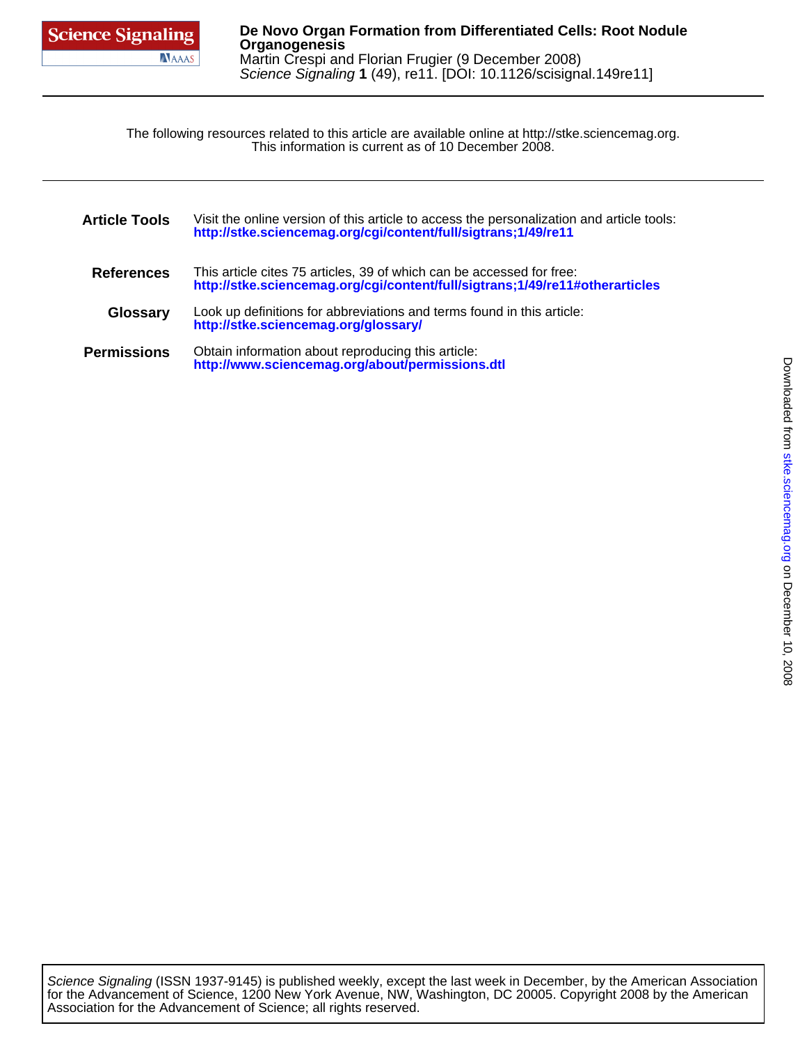**De Novo Organ Formation from Differentiated Cells: Root Nodule Organogenesis**

Martin Crespi and Florian Frugier (9 December 2008)

*Science Signaling* **1** (49), re11. [DOI: 10.1126/scisignal.149re11]

The following resources related to this article are available online at http://stke.sciencemag.org.
This information is current as of 10 December 2008.

**Article Tools** Visit the online version of this article to access the personalization and article tools:
**http://stke.sciencemag.org/cgi/content/full/sigtrans;1/49/re11**

**References** This article cites 75 articles, 39 of which can be accessed for free:
**http://stke.sciencemag.org/cgi/content/full/sigtrans;1/49/re11#otherarticles**

**Glossary** Look up definitions for abbreviations and terms found in this article:
**http://stke.sciencemag.org/glossary/**

**Permissions** Obtain information about reproducing this article:
**http://www.sciencemag.org/about/permissions.dtl**

*Science Signaling* (ISSN 1937-9145) is published weekly, except the last week in December, by the American Association for the Advancement of Science, 1200 New York Avenue, NW, Washington, DC 20005. Copyright 2008 by the American Association for the Advancement of Science; all rights reserved.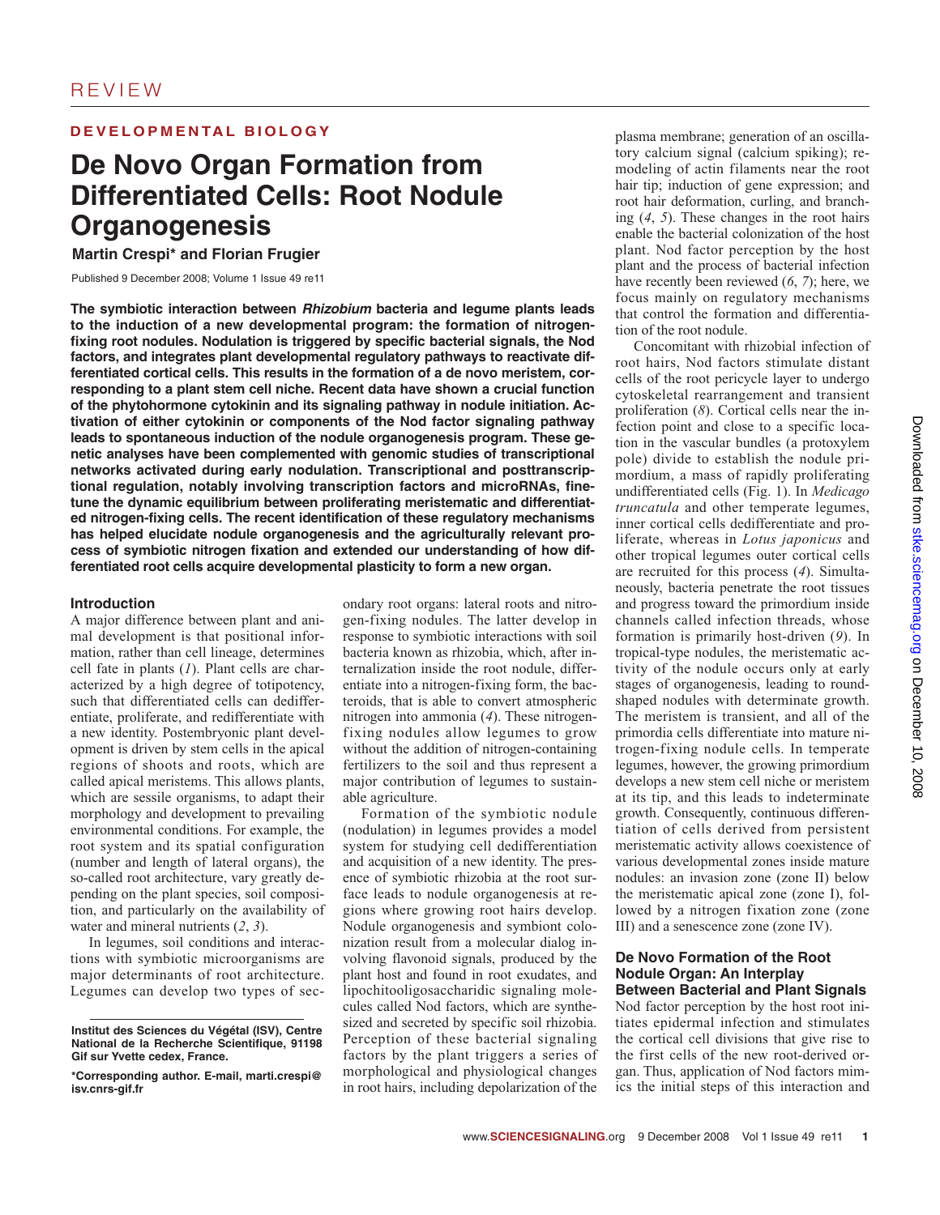REVIEW

**DEVELOPMENTAL BIOLOGY**

# De Novo Organ Formation from Differentiated Cells: Root Nodule Organogenesis

**Martin Crespi\* and Florian Frugier**

Published 9 December 2008; Volume 1 Issue 49 re11

**The symbiotic interaction between *Rhizobium* bacteria and legume plants leads to the induction of a new developmental program: the formation of nitrogen-fixing root nodules. Nodulation is triggered by specific bacterial signals, the Nod factors, and integrates plant developmental regulatory pathways to reactivate differentiated cortical cells. This results in the formation of a de novo meristem, corresponding to a plant stem cell niche. Recent data have shown a crucial function of the phytohormone cytokinin and its signaling pathway in nodule initiation. Activation of either cytokinin or components of the Nod factor signaling pathway leads to spontaneous induction of the nodule organogenesis program. These genetic analyses have been complemented with genomic studies of transcriptional networks activated during early nodulation. Transcriptional and posttranscriptional regulation, notably involving transcription factors and microRNAs, fine-tune the dynamic equilibrium between proliferating meristematic and differentiated nitrogen-fixing cells. The recent identification of these regulatory mechanisms has helped elucidate nodule organogenesis and the agriculturally relevant process of symbiotic nitrogen fixation and extended our understanding of how differentiated root cells acquire developmental plasticity to form a new organ.**

## Introduction

A major difference between plant and animal development is that positional information, rather than cell lineage, determines cell fate in plants (*1*). Plant cells are characterized by a high degree of totipotency, such that differentiated cells can dedifferentiate, proliferate, and redifferentiate with a new identity. Postembryonic plant development is driven by stem cells in the apical regions of shoots and roots, which are called apical meristems. This allows plants, which are sessile organisms, to adapt their morphology and development to prevailing environmental conditions. For example, the root system and its spatial configuration (number and length of lateral organs), the so-called root architecture, vary greatly depending on the plant species, soil composition, and particularly on the availability of water and mineral nutrients (*2*, *3*).

In legumes, soil conditions and interactions with symbiotic microorganisms are major determinants of root architecture. Legumes can develop two types of secondary root organs: lateral roots and nitrogen-fixing nodules. The latter develop in response to symbiotic interactions with soil bacteria known as rhizobia, which, after internalization inside the root nodule, differentiate into a nitrogen-fixing form, the bacteroids, that is able to convert atmospheric nitrogen into ammonia (*4*). These nitrogen-fixing nodules allow legumes to grow without the addition of nitrogen-containing fertilizers to the soil and thus represent a major contribution of legumes to sustainable agriculture.

Formation of the symbiotic nodule (nodulation) in legumes provides a model system for studying cell dedifferentiation and acquisition of a new identity. The presence of symbiotic rhizobia at the root surface leads to nodule organogenesis at regions where growing root hairs develop. Nodule organogenesis and symbiont colonization result from a molecular dialog involving flavonoid signals, produced by the plant host and found in root exudates, and lipochitooligosaccharidic signaling molecules called Nod factors, which are synthesized and secreted by specific soil rhizobia. Perception of these bacterial signaling factors by the plant triggers a series of morphological and physiological changes in root hairs, including depolarization of the plasma membrane; generation of an oscillatory calcium signal (calcium spiking); remodeling of actin filaments near the root hair tip; induction of gene expression; and root hair deformation, curling, and branching (*4*, *5*). These changes in the root hairs enable the bacterial colonization of the host plant. Nod factor perception by the host plant and the process of bacterial infection have recently been reviewed (*6*, *7*); here, we focus mainly on regulatory mechanisms that control the formation and differentiation of the root nodule.

Concomitant with rhizobial infection of root hairs, Nod factors stimulate distant cells of the root pericycle layer to undergo cytoskeletal rearrangement and transient proliferation (*8*). Cortical cells near the infection point and close to a specific location in the vascular bundles (a protoxylem pole) divide to establish the nodule primordium, a mass of rapidly proliferating undifferentiated cells (Fig. 1). In *Medicago truncatula* and other temperate legumes, inner cortical cells dedifferentiate and proliferate, whereas in *Lotus japonicus* and other tropical legumes outer cortical cells are recruited for this process (*4*). Simultaneously, bacteria penetrate the root tissues and progress toward the primordium inside channels called infection threads, whose formation is primarily host-driven (*9*). In tropical-type nodules, the meristematic activity of the nodule occurs only at early stages of organogenesis, leading to round-shaped nodules with determinate growth. The meristem is transient, and all of the primordia cells differentiate into mature nitrogen-fixing nodule cells. In temperate legumes, however, the growing primordium develops a new stem cell niche or meristem at its tip, and this leads to indeterminate growth. Consequently, continuous differentiation of cells derived from persistent meristematic activity allows coexistence of various developmental zones inside mature nodules: an invasion zone (zone II) below the meristematic apical zone (zone I), followed by a nitrogen fixation zone (zone III) and a senescence zone (zone IV).

## De Novo Formation of the Root Nodule Organ: An Interplay Between Bacterial and Plant Signals

Nod factor perception by the host root initiates epidermal infection and stimulates the cortical cell divisions that give rise to the first cells of the new root-derived organ. Thus, application of Nod factors mimics the initial steps of this interaction and

**Institut des Sciences du Végétal (ISV), Centre National de la Recherche Scientifique, 91198 Gif sur Yvette cedex, France.**

**\*Corresponding author. E-mail, marti.crespi@isv.cnrs-gif.fr**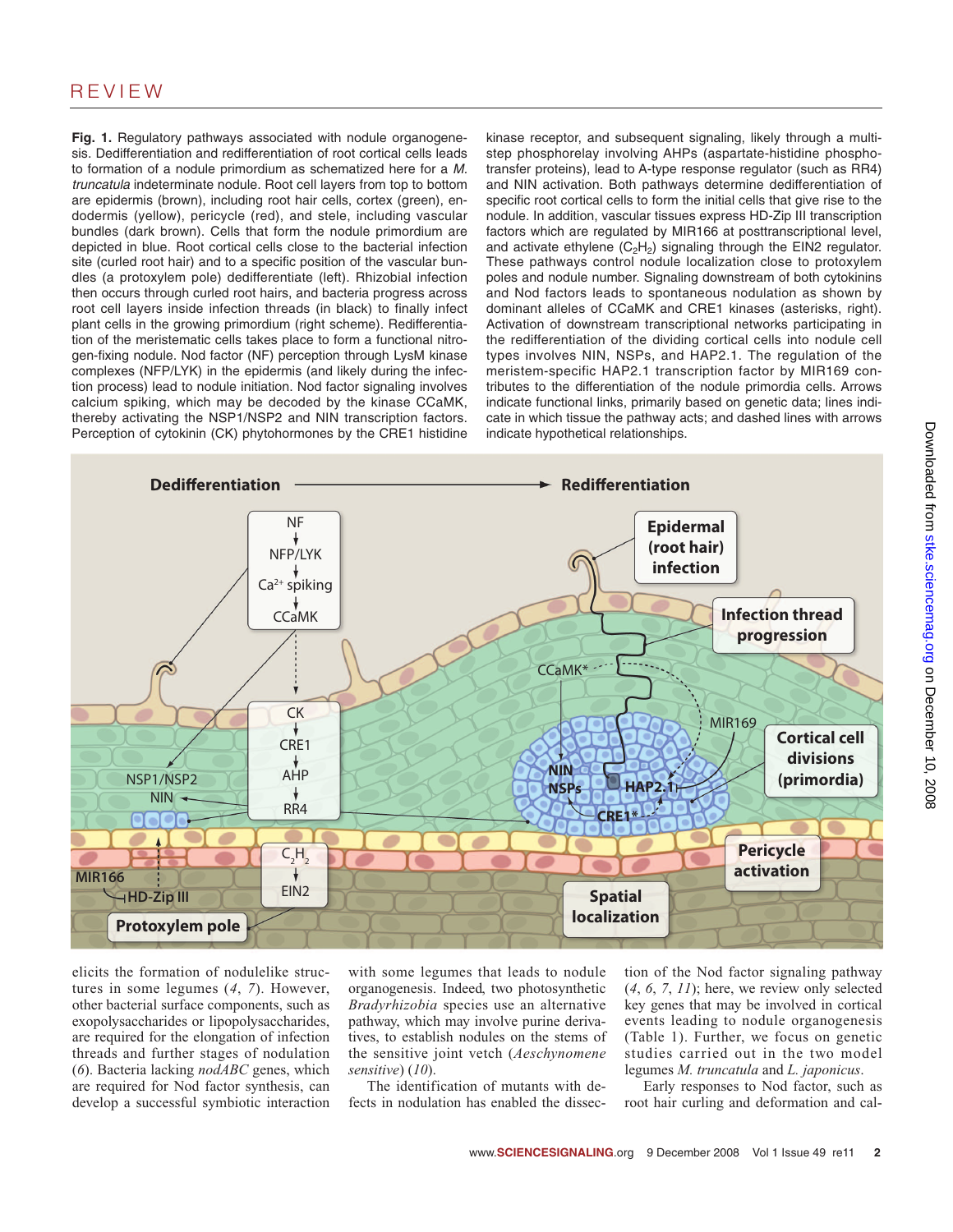**Fig. 1.** Regulatory pathways associated with nodule organogenesis. Dedifferentiation and redifferentiation of root cortical cells leads to formation of a nodule primordium as schematized here for a *M. truncatula* indeterminate nodule. Root cell layers from top to bottom are epidermis (brown), including root hair cells, cortex (green), endodermis (yellow), pericycle (red), and stele, including vascular bundles (dark brown). Cells that form the nodule primordium are depicted in blue. Root cortical cells close to the bacterial infection site (curled root hair) and to a specific position of the vascular bundles (a protoxylem pole) dedifferentiate (left). Rhizobial infection then occurs through curled root hairs, and bacteria progress across root cell layers inside infection threads (in black) to finally infect plant cells in the growing primordium (right scheme). Redifferentiation of the meristematic cells takes place to form a functional nitrogen-fixing nodule. Nod factor (NF) perception through LysM kinase complexes (NFP/LYK) in the epidermis (and likely during the infection process) lead to nodule initiation. Nod factor signaling involves calcium spiking, which may be decoded by the kinase CCaMK, thereby activating the NSP1/NSP2 and NIN transcription factors. Perception of cytokinin (CK) phytohormones by the CRE1 histidine kinase receptor, and subsequent signaling, likely through a multistep phosphorelay involving AHPs (aspartate-histidine phosphotransfer proteins), lead to A-type response regulator (such as RR4) and NIN activation. Both pathways determine dedifferentiation of specific root cortical cells to form the initial cells that give rise to the nodule. In addition, vascular tissues express HD-Zip III transcription factors which are regulated by MIR166 at posttranscriptional level, and activate ethylene ($C_2H_2$) signaling through the EIN2 regulator. These pathways control nodule localization close to protoxylem poles and nodule number. Signaling downstream of both cytokinins and Nod factors leads to spontaneous nodulation as shown by dominant alleles of CCaMK and CRE1 kinases (asterisks, right). Activation of downstream transcriptional networks participating in the redifferentiation of the dividing cortical cells into nodule cell types involves NIN, NSPs, and HAP2.1. The regulation of the meristem-specific HAP2.1 transcription factor by MIR169 contributes to the differentiation of the nodule primordia cells. Arrows indicate functional links, primarily based on genetic data; lines indicate in which tissue the pathway acts; and dashed lines with arrows indicate hypothetical relationships.

elicits the formation of nodulelike structures in some legumes (*4*, *7*). However, other bacterial surface components, such as exopolysaccharides or lipopolysaccharides, are required for the elongation of infection threads and further stages of nodulation (*6*). Bacteria lacking *nodABC* genes, which are required for Nod factor synthesis, can develop a successful symbiotic interaction with some legumes that leads to nodule organogenesis. Indeed, two photosynthetic *Bradyrhizobia* species use an alternative pathway, which may involve purine derivatives, to establish nodules on the stems of the sensitive joint vetch (*Aeschynomene sensitive*) (*10*).

The identification of mutants with defects in nodulation has enabled the dissection of the Nod factor signaling pathway (*4*, *6*, *7*, *11*); here, we review only selected key genes that may be involved in cortical events leading to nodule organogenesis (Table 1). Further, we focus on genetic studies carried out in the two model legumes *M. truncatula* and *L. japonicus*.

Early responses to Nod factor, such as root hair curling and deformation and cal-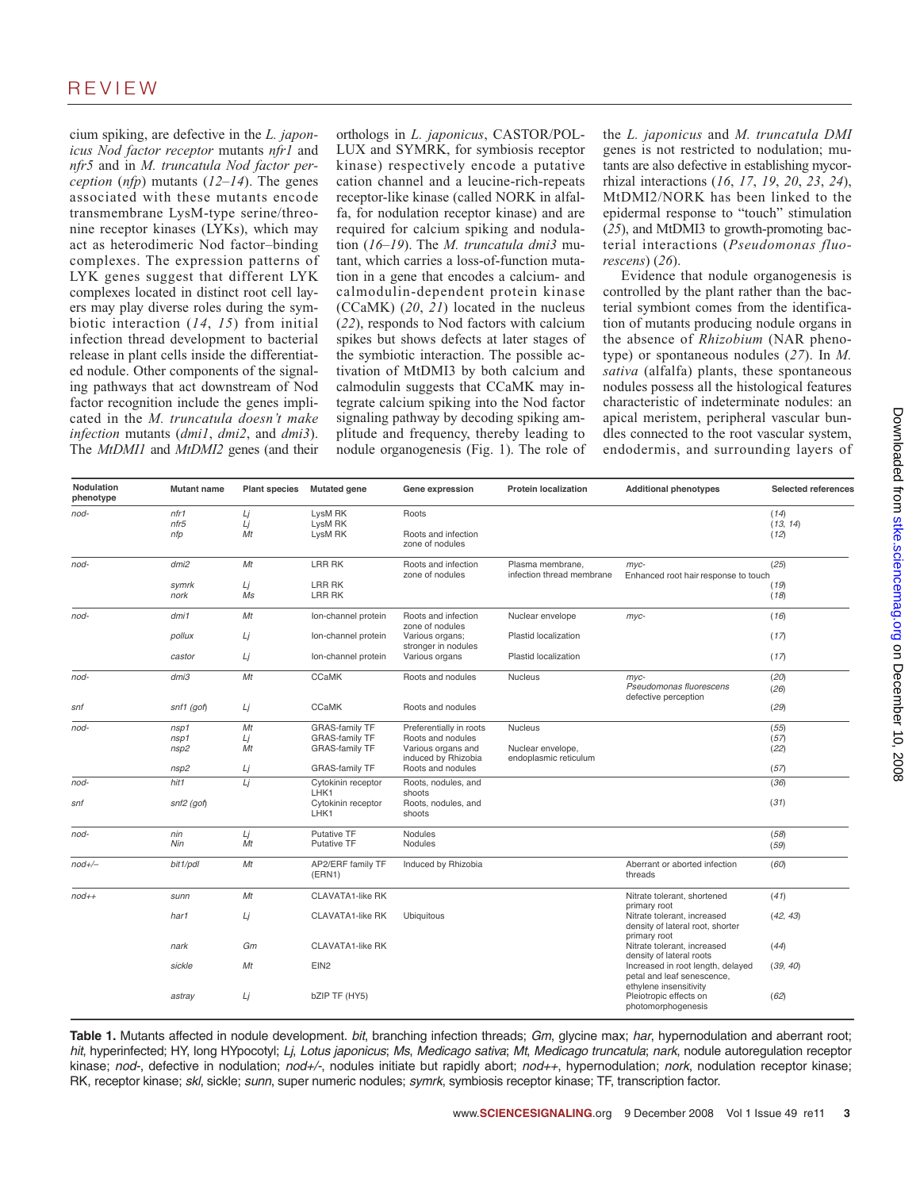cium spiking, are defective in the *L. japonicus Nod factor receptor* mutants *nfr1* and *nfr5* and in *M. truncatula Nod factor perception* (*nfp*) mutants (*12–14*). The genes associated with these mutants encode transmembrane LysM-type serine/threonine receptor kinases (LYKs), which may act as heterodimeric Nod factor–binding complexes. The expression patterns of LYK genes suggest that different LYK complexes located in distinct root cell layers may play diverse roles during the symbiotic interaction (*14*, *15*) from initial infection thread development to bacterial release in plant cells inside the differentiated nodule. Other components of the signaling pathways that act downstream of Nod factor recognition include the genes implicated in the *M. truncatula doesn't make infection* mutants (*dmi1*, *dmi2*, and *dmi3*). The *MtDMI1* and *MtDMI2* genes (and their orthologs in *L. japonicus*, CASTOR/POLLUX and SYMRK, for symbiosis receptor kinase) respectively encode a putative cation channel and a leucine-rich-repeats receptor-like kinase (called NORK in alfalfa, for nodulation receptor kinase) and are required for calcium spiking and nodulation (*16–19*). The *M. truncatula dmi3* mutant, which carries a loss-of-function mutation in a gene that encodes a calcium- and calmodulin-dependent protein kinase (CCaMK) (*20*, *21*) located in the nucleus (*22*), responds to Nod factors with calcium spikes but shows defects at later stages of the symbiotic interaction. The possible activation of MtDMI3 by both calcium and calmodulin suggests that CCaMK may integrate calcium spiking into the Nod factor signaling pathway by decoding spiking amplitude and frequency, thereby leading to nodule organogenesis (Fig. 1). The role of the *L. japonicus* and *M. truncatula DMI* genes is not restricted to nodulation; mutants are also defective in establishing mycorrhizal interactions (*16*, *17*, *19*, *20*, *23*, *24*), MtDMI2/NORK has been linked to the epidermal response to "touch" stimulation (*25*), and MtDMI3 to growth-promoting bacterial interactions (*Pseudomonas fluorescens*) (*26*).

Evidence that nodule organogenesis is controlled by the plant rather than the bacterial symbiont comes from the identification of mutants producing nodule organs in the absence of *Rhizobium* (NAR phenotype) or spontaneous nodules (*27*). In *M. sativa* (alfalfa) plants, these spontaneous nodules possess all the histological features characteristic of indeterminate nodules: an apical meristem, peripheral vascular bundles connected to the root vascular system, endodermis, and surrounding layers of

| Nodulation phenotype | Mutant name | Plant species | Mutated gene | Gene expression | Protein localization | Additional phenotypes | Selected references |
|---|---|---|---|---|---|---|---|
| *nod-* | *nfr1* | *Lj* | LysM RK | Roots | | | (*14*) |
| | *nfr5* | *Lj* | LysM RK | | | | (*13, 14*) |
| | *nfp* | *Mt* | LysM RK | Roots and infection zone of nodules | | | (*12*) |
| *nod-* | *dmi2* | *Mt* | LRR RK | Roots and infection zone of nodules | Plasma membrane, infection thread membrane | *myc-* Enhanced root hair response to touch | (*25*) |
| | *symrk* | *Lj* | LRR RK | | | | (*19*) |
| | *nork* | *Ms* | LRR RK | | | | (*18*) |
| *nod-* | *dmi1* | *Mt* | Ion-channel protein | Roots and infection zone of nodules | Nuclear envelope | *myc-* | (*16*) |
| | *pollux* | *Lj* | Ion-channel protein | Various organs; stronger in nodules | Plastid localization | | (*17*) |
| | *castor* | *Lj* | Ion-channel protein | Various organs | Plastid localization | | (*17*) |
| *nod-* | *dmi3* | *Mt* | CCaMK | Roots and nodules | Nucleus | *myc-* *Pseudomonas fluorescens* defective perception | (*20*) (*26*) |
| *snf* | *snf1* (*gof*) | *Lj* | CCaMK | Roots and nodules | | | (*29*) |
| *nod-* | *nsp1* | *Mt* | GRAS-family TF | Preferentially in roots | Nucleus | | (*55*) |
| | *nsp1* | *Lj* | GRAS-family TF | Roots and nodules | | | (*57*) |
| | *nsp2* | *Mt* | GRAS-family TF | Various organs and induced by Rhizobia | Nuclear envelope, endoplasmic reticulum | | (*22*) |
| | *nsp2* | *Lj* | GRAS-family TF | Roots and nodules | | | (*57*) |
| *nod-* | *hit1* | *Lj* | Cytokinin receptor LHK1 | Roots, nodules, and shoots | | | (*36*) |
| *snf* | *snf2* (*gof*) | | Cytokinin receptor LHK1 | Roots, nodules, and shoots | | | (*31*) |
| *nod-* | *nin* | *Lj* | Putative TF | Nodules | | | (*58*) |
| | *Nin* | *Mt* | Putative TF | Nodules | | | (*59*) |
| *nod+/–* | *bit1/pdl* | *Mt* | AP2/ERF family TF (ERN1) | Induced by Rhizobia | | Aberrant or aborted infection threads | (*60*) |
| *nod++* | *sunn* | *Mt* | CLAVATA1-like RK | | | Nitrate tolerant, shortened primary root | (*41*) |
| | *har1* | *Lj* | CLAVATA1-like RK | Ubiquitous | | Nitrate tolerant, increased density of lateral root, shorter primary root | (*42, 43*) |
| | *nark* | *Gm* | CLAVATA1-like RK | | | Nitrate tolerant, increased density of lateral roots | (*44*) |
| | *sickle* | *Mt* | EIN2 | | | Increased in root length, delayed petal and leaf senescence, ethylene insensitivity | (*39, 40*) |
| | *astray* | *Lj* | bZIP TF (HY5) | | | Pleiotropic effects on photomorphogenesis | (*62*) |

**Table 1.** Mutants affected in nodule development. *bit*, branching infection threads; *Gm*, glycine max; *har*, hypernodulation and aberrant root; *hit*, hyperinfected; HY, long HYpocotyl; *Lj*, *Lotus japonicus*; *Ms*, *Medicago sativa*; *Mt*, *Medicago truncatula*; *nark*, nodule autoregulation receptor kinase; *nod-*, defective in nodulation; *nod+/-*, nodules initiate but rapidly abort; *nod++*, hypernodulation; *nork*, nodulation receptor kinase; RK, receptor kinase; *skl*, sickle; *sunn*, super numeric nodules; *symrk*, symbiosis receptor kinase; TF, transcription factor.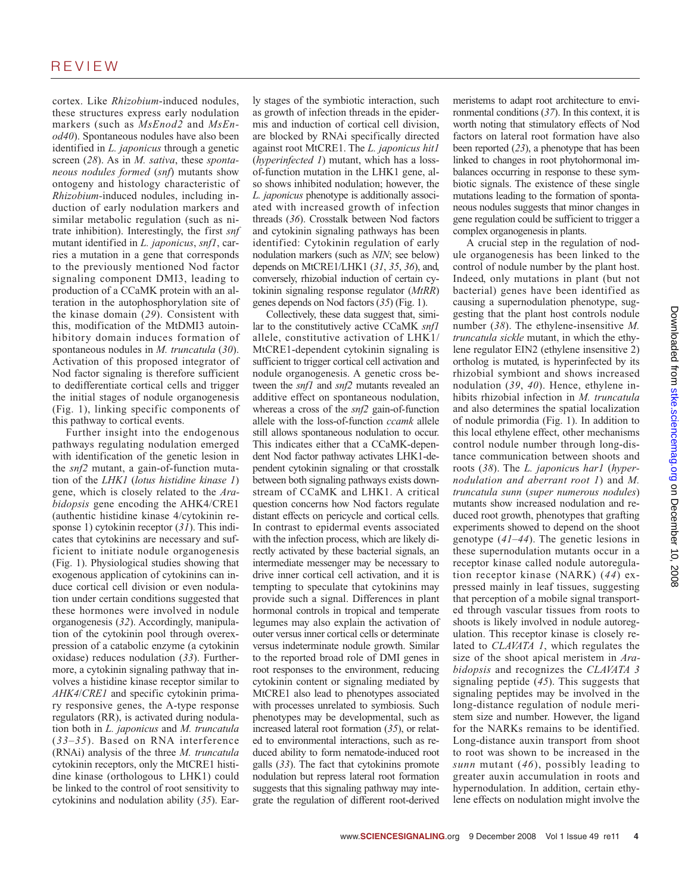cortex. Like *Rhizobium*-induced nodules, these structures express early nodulation markers (such as *MsEnod2* and *MsEnod40*). Spontaneous nodules have also been identified in *L. japonicus* through a genetic screen (*28*). As in *M. sativa*, these *spontaneous nodules formed* (*snf*) mutants show ontogeny and histology characteristic of *Rhizobium*-induced nodules, including induction of early nodulation markers and similar metabolic regulation (such as nitrate inhibition). Interestingly, the first *snf* mutant identified in *L. japonicus*, *snf1*, carries a mutation in a gene that corresponds to the previously mentioned Nod factor signaling component DMI3, leading to production of a CCaMK protein with an alteration in the autophosphorylation site of the kinase domain (*29*). Consistent with this, modification of the MtDMI3 autoinhibitory domain induces formation of spontaneous nodules in *M. truncatula* (*30*). Activation of this proposed integrator of Nod factor signaling is therefore sufficient to dedifferentiate cortical cells and trigger the initial stages of nodule organogenesis (Fig. 1), linking specific components of this pathway to cortical events.

Further insight into the endogenous pathways regulating nodulation emerged with identification of the genetic lesion in the *snf2* mutant, a gain-of-function mutation of the *LHK1* (*lotus histidine kinase 1*) gene, which is closely related to the *Arabidopsis* gene encoding the AHK4/CRE1 (authentic histidine kinase 4/cytokinin response 1) cytokinin receptor (*31*). This indicates that cytokinins are necessary and sufficient to initiate nodule organogenesis (Fig. 1). Physiological studies showing that exogenous application of cytokinins can induce cortical cell division or even nodulation under certain conditions suggested that these hormones were involved in nodule organogenesis (*32*). Accordingly, manipulation of the cytokinin pool through overexpression of a catabolic enzyme (a cytokinin oxidase) reduces nodulation (*33*). Furthermore, a cytokinin signaling pathway that involves a histidine kinase receptor similar to *AHK4*/*CRE1* and specific cytokinin primary responsive genes, the A-type response regulators (RR), is activated during nodulation both in *L. japonicus* and *M. truncatula* (*33*–*35*). Based on RNA interference (RNAi) analysis of the three *M. truncatula* cytokinin receptors, only the MtCRE1 histidine kinase (orthologous to LHK1) could be linked to the control of root sensitivity to cytokinins and nodulation ability (*35*). Early stages of the symbiotic interaction, such as growth of infection threads in the epidermis and induction of cortical cell division, are blocked by RNAi specifically directed against root MtCRE1. The *L. japonicus hit1* (*hyperinfected 1*) mutant, which has a loss-of-function mutation in the LHK1 gene, also shows inhibited nodulation; however, the *L. japonicus* phenotype is additionally associated with increased growth of infection threads (*36*). Crosstalk between Nod factors and cytokinin signaling pathways has been identified: Cytokinin regulation of early nodulation markers (such as *NIN*; see below) depends on MtCRE1/LHK1 (*31*, *35*, *36*), and, conversely, rhizobial induction of certain cytokinin signaling response regulator (*MtRR*) genes depends on Nod factors (*35*) (Fig. 1).

Collectively, these data suggest that, similar to the constitutively active CCaMK *snf1* allele, constitutive activation of LHK1/MtCRE1-dependent cytokinin signaling is sufficient to trigger cortical cell activation and nodule organogenesis. A genetic cross between the *snf1* and *snf2* mutants revealed an additive effect on spontaneous nodulation, whereas a cross of the *snf2* gain-of-function allele with the loss-of-function *ccamk* allele still allows spontaneous nodulation to occur. This indicates either that a CCaMK-dependent Nod factor pathway activates LHK1-dependent cytokinin signaling or that crosstalk between both signaling pathways exists downstream of CCaMK and LHK1. A critical question concerns how Nod factors regulate distant effects on pericycle and cortical cells. In contrast to epidermal events associated with the infection process, which are likely directly activated by these bacterial signals, an intermediate messenger may be necessary to drive inner cortical cell activation, and it is tempting to speculate that cytokinins may provide such a signal. Differences in plant hormonal controls in tropical and temperate legumes may also explain the activation of outer versus inner cortical cells or determinate versus indeterminate nodule growth. Similar to the reported broad role of DMI genes in root responses to the environment, reducing cytokinin content or signaling mediated by MtCRE1 also lead to phenotypes associated with processes unrelated to symbiosis. Such phenotypes may be developmental, such as increased lateral root formation (*35*), or related to environmental interactions, such as reduced ability to form nematode-induced root galls (*33*). The fact that cytokinins promote nodulation but repress lateral root formation suggests that this signaling pathway may integrate the regulation of different root-derived meristems to adapt root architecture to environmental conditions (*37*). In this context, it is worth noting that stimulatory effects of Nod factors on lateral root formation have also been reported (*23*), a phenotype that has been linked to changes in root phytohormonal imbalances occurring in response to these symbiotic signals. The existence of these single mutations leading to the formation of spontaneous nodules suggests that minor changes in gene regulation could be sufficient to trigger a complex organogenesis in plants.

A crucial step in the regulation of nodule organogenesis has been linked to the control of nodule number by the plant host. Indeed, only mutations in plant (but not bacterial) genes have been identified as causing a supernodulation phenotype, suggesting that the plant host controls nodule number (*38*). The ethylene-insensitive *M. truncatula sickle* mutant, in which the ethylene regulator EIN2 (ethylene insensitive 2) ortholog is mutated, is hyperinfected by its rhizobial symbiont and shows increased nodulation (*39*, *40*). Hence, ethylene inhibits rhizobial infection in *M. truncatula* and also determines the spatial localization of nodule primordia (Fig. 1). In addition to this local ethylene effect, other mechanisms control nodule number through long-distance communication between shoots and roots (*38*). The *L. japonicus har1* (*hypernodulation and aberrant root 1*) and *M. truncatula sunn* (*super numerous nodules*) mutants show increased nodulation and reduced root growth, phenotypes that grafting experiments showed to depend on the shoot genotype (*41*–*44*). The genetic lesions in these supernodulation mutants occur in a receptor kinase called nodule autoregulation receptor kinase (NARK) (*44*) expressed mainly in leaf tissues, suggesting that perception of a mobile signal transported through vascular tissues from roots to shoots is likely involved in nodule autoregulation. This receptor kinase is closely related to *CLAVATA 1*, which regulates the size of the shoot apical meristem in *Arabidopsis* and recognizes the *CLAVATA 3* signaling peptide (*45*). This suggests that signaling peptides may be involved in the long-distance regulation of nodule meristem size and number. However, the ligand for the NARKs remains to be identified. Long-distance auxin transport from shoot to root was shown to be increased in the *sunn* mutant (*46*), possibly leading to greater auxin accumulation in roots and hypernodulation. In addition, certain ethylene effects on nodulation might involve the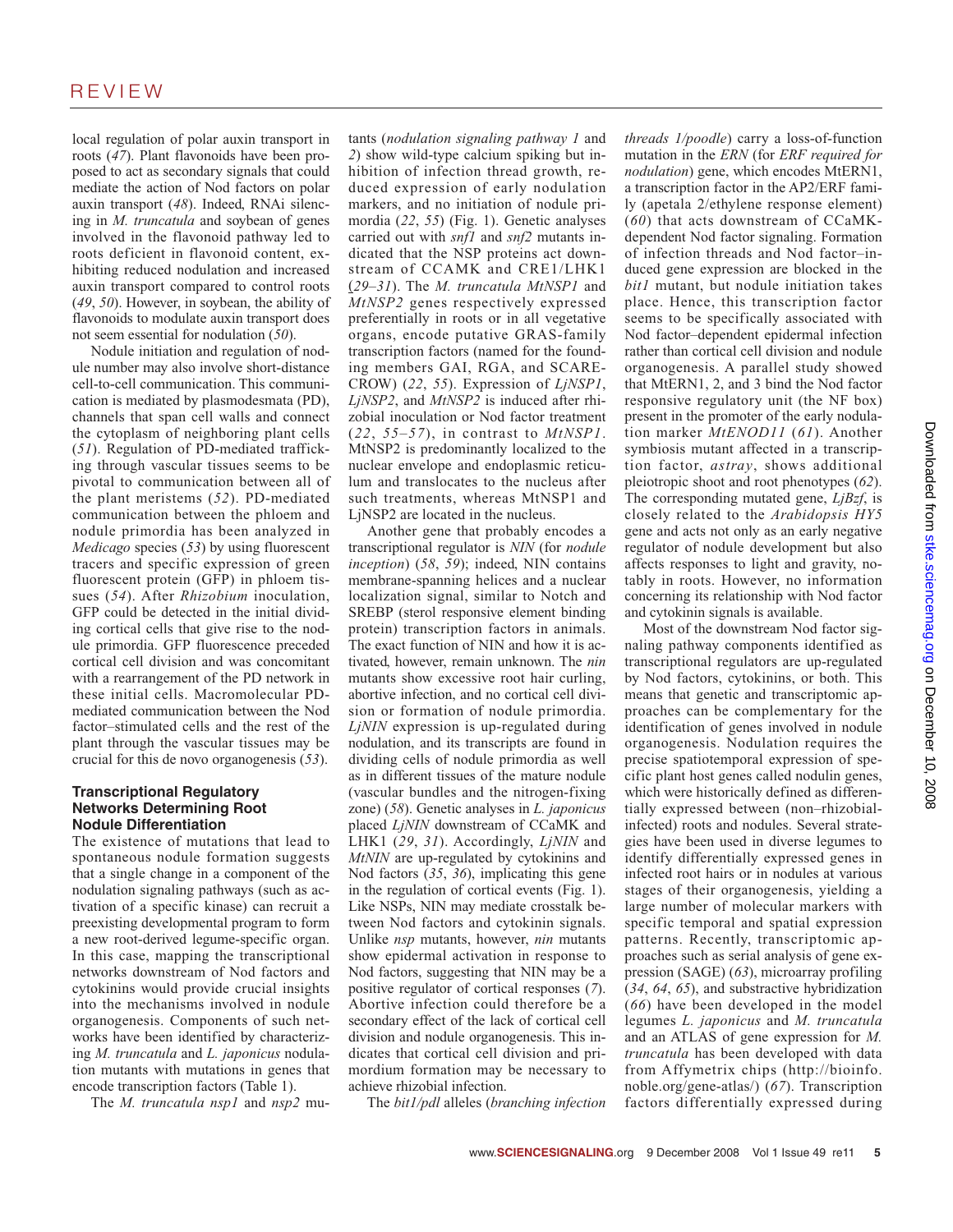local regulation of polar auxin transport in roots (*47*). Plant flavonoids have been proposed to act as secondary signals that could mediate the action of Nod factors on polar auxin transport (*48*). Indeed, RNAi silencing in *M. truncatula* and soybean of genes involved in the flavonoid pathway led to roots deficient in flavonoid content, exhibiting reduced nodulation and increased auxin transport compared to control roots (*49*, *50*). However, in soybean, the ability of flavonoids to modulate auxin transport does not seem essential for nodulation (*50*).

Nodule initiation and regulation of nodule number may also involve short-distance cell-to-cell communication. This communication is mediated by plasmodesmata (PD), channels that span cell walls and connect the cytoplasm of neighboring plant cells (*51*). Regulation of PD-mediated trafficking through vascular tissues seems to be pivotal to communication between all of the plant meristems (*52*). PD-mediated communication between the phloem and nodule primordia has been analyzed in *Medicago* species (*53*) by using fluorescent tracers and specific expression of green fluorescent protein (GFP) in phloem tissues (*54*). After *Rhizobium* inoculation, GFP could be detected in the initial dividing cortical cells that give rise to the nodule primordia. GFP fluorescence preceded cortical cell division and was concomitant with a rearrangement of the PD network in these initial cells. Macromolecular PD-mediated communication between the Nod factor–stimulated cells and the rest of the plant through the vascular tissues may be crucial for this de novo organogenesis (*53*).

### Transcriptional Regulatory Networks Determining Root Nodule Differentiation

The existence of mutations that lead to spontaneous nodule formation suggests that a single change in a component of the nodulation signaling pathways (such as activation of a specific kinase) can recruit a preexisting developmental program to form a new root-derived legume-specific organ. In this case, mapping the transcriptional networks downstream of Nod factors and cytokinins would provide crucial insights into the mechanisms involved in nodule organogenesis. Components of such networks have been identified by characterizing *M. truncatula* and *L. japonicus* nodulation mutants with mutations in genes that encode transcription factors (Table 1).

The *M. truncatula nsp1* and *nsp2* mutants (*nodulation signaling pathway 1* and *2*) show wild-type calcium spiking but inhibition of infection thread growth, reduced expression of early nodulation markers, and no initiation of nodule primordia (*22*, *55*) (Fig. 1). Genetic analyses carried out with *snf1* and *snf2* mutants indicated that the NSP proteins act downstream of CCAMK and CRE1/LHK1 (*29*–*31*). The *M. truncatula MtNSP1* and *MtNSP2* genes respectively expressed preferentially in roots or in all vegetative organs, encode putative GRAS-family transcription factors (named for the founding members GAI, RGA, and SCARECROW) (*22*, *55*). Expression of *LjNSP1*, *LjNSP2*, and *MtNSP2* is induced after rhizobial inoculation or Nod factor treatment (*22*, *55*–*57*), in contrast to *MtNSP1*. MtNSP2 is predominantly localized to the nuclear envelope and endoplasmic reticulum and translocates to the nucleus after such treatments, whereas MtNSP1 and LjNSP2 are located in the nucleus.

Another gene that probably encodes a transcriptional regulator is *NIN* (for *nodule inception*) (*58*, *59*); indeed, NIN contains membrane-spanning helices and a nuclear localization signal, similar to Notch and SREBP (sterol responsive element binding protein) transcription factors in animals. The exact function of NIN and how it is activated, however, remain unknown. The *nin* mutants show excessive root hair curling, abortive infection, and no cortical cell division or formation of nodule primordia. *LjNIN* expression is up-regulated during nodulation, and its transcripts are found in dividing cells of nodule primordia as well as in different tissues of the mature nodule (vascular bundles and the nitrogen-fixing zone) (*58*). Genetic analyses in *L. japonicus* placed *LjNIN* downstream of CCaMK and LHK1 (*29*, *31*). Accordingly, *LjNIN* and *MtNIN* are up-regulated by cytokinins and Nod factors (*35*, *36*), implicating this gene in the regulation of cortical events (Fig. 1). Like NSPs, NIN may mediate crosstalk between Nod factors and cytokinin signals. Unlike *nsp* mutants, however, *nin* mutants show epidermal activation in response to Nod factors, suggesting that NIN may be a positive regulator of cortical responses (*7*). Abortive infection could therefore be a secondary effect of the lack of cortical cell division and nodule organogenesis. This indicates that cortical cell division and primordium formation may be necessary to achieve rhizobial infection.

The *bit1/pdl* alleles (*branching infection threads 1/poodle*) carry a loss-of-function mutation in the *ERN* (for *ERF required for nodulation*) gene, which encodes MtERN1, a transcription factor in the AP2/ERF family (apetala 2/ethylene response element) (*60*) that acts downstream of CCaMK-dependent Nod factor signaling. Formation of infection threads and Nod factor–induced gene expression are blocked in the *bit1* mutant, but nodule initiation takes place. Hence, this transcription factor seems to be specifically associated with Nod factor–dependent epidermal infection rather than cortical cell division and nodule organogenesis. A parallel study showed that MtERN1, 2, and 3 bind the Nod factor responsive regulatory unit (the NF box) present in the promoter of the early nodulation marker *MtENOD11* (*61*). Another symbiosis mutant affected in a transcription factor, *astray*, shows additional pleiotropic shoot and root phenotypes (*62*). The corresponding mutated gene, *LjBzf*, is closely related to the *Arabidopsis HY5* gene and acts not only as an early negative regulator of nodule development but also affects responses to light and gravity, notably in roots. However, no information concerning its relationship with Nod factor and cytokinin signals is available.

Most of the downstream Nod factor signaling pathway components identified as transcriptional regulators are up-regulated by Nod factors, cytokinins, or both. This means that genetic and transcriptomic approaches can be complementary for the identification of genes involved in nodule organogenesis. Nodulation requires the precise spatiotemporal expression of specific plant host genes called nodulin genes, which were historically defined as differentially expressed between (non–rhizobial-infected) roots and nodules. Several strategies have been used in diverse legumes to identify differentially expressed genes in infected root hairs or in nodules at various stages of their organogenesis, yielding a large number of molecular markers with specific temporal and spatial expression patterns. Recently, transcriptomic approaches such as serial analysis of gene expression (SAGE) (*63*), microarray profiling (*34*, *64*, *65*), and substractive hybridization (*66*) have been developed in the model legumes *L. japonicus* and *M. truncatula* and an ATLAS of gene expression for *M. truncatula* has been developed with data from Affymetrix chips (http://bioinfo.noble.org/gene-atlas/) (*67*). Transcription factors differentially expressed during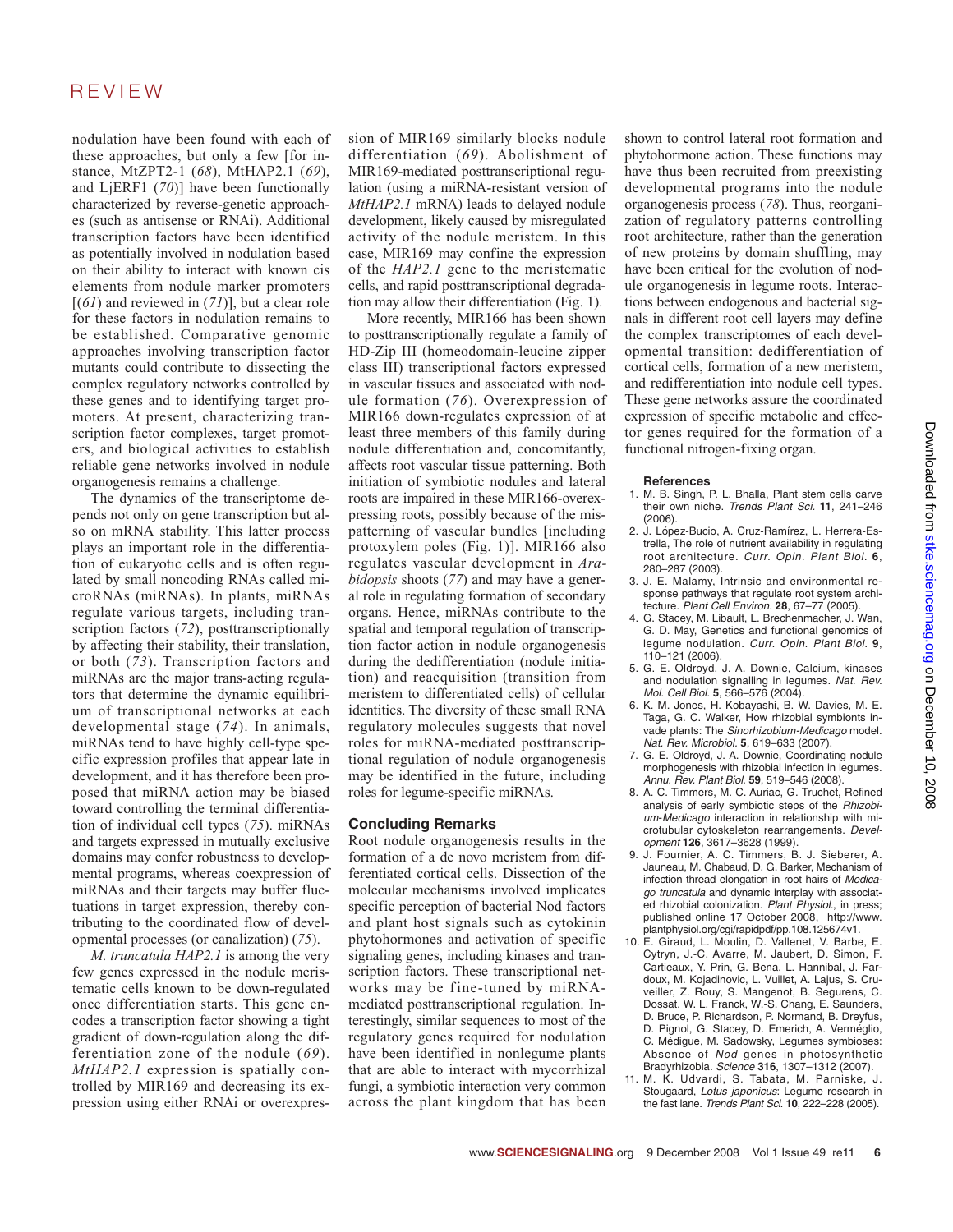nodulation have been found with each of these approaches, but only a few [for instance, MtZPT2-1 (*68*), MtHAP2.1 (*69*), and LjERF1 (*70*)] have been functionally characterized by reverse-genetic approaches (such as antisense or RNAi). Additional transcription factors have been identified as potentially involved in nodulation based on their ability to interact with known cis elements from nodule marker promoters [(*61*) and reviewed in (*71*)], but a clear role for these factors in nodulation remains to be established. Comparative genomic approaches involving transcription factor mutants could contribute to dissecting the complex regulatory networks controlled by these genes and to identifying target promoters. At present, characterizing transcription factor complexes, target promoters, and biological activities to establish reliable gene networks involved in nodule organogenesis remains a challenge.

The dynamics of the transcriptome depends not only on gene transcription but also on mRNA stability. This latter process plays an important role in the differentiation of eukaryotic cells and is often regulated by small noncoding RNAs called microRNAs (miRNAs). In plants, miRNAs regulate various targets, including transcription factors (*72*), posttranscriptionally by affecting their stability, their translation, or both (*73*). Transcription factors and miRNAs are the major trans-acting regulators that determine the dynamic equilibrium of transcriptional networks at each developmental stage (*74*). In animals, miRNAs tend to have highly cell-type specific expression profiles that appear late in development, and it has therefore been proposed that miRNA action may be biased toward controlling the terminal differentiation of individual cell types (*75*). miRNAs and targets expressed in mutually exclusive domains may confer robustness to developmental programs, whereas coexpression of miRNAs and their targets may buffer fluctuations in target expression, thereby contributing to the coordinated flow of developmental processes (or canalization) (*75*).

*M. truncatula HAP2.1* is among the very few genes expressed in the nodule meristematic cells known to be down-regulated once differentiation starts. This gene encodes a transcription factor showing a tight gradient of down-regulation along the differentiation zone of the nodule (*69*). *MtHAP2.1* expression is spatially controlled by MIR169 and decreasing its expression using either RNAi or overexpression of MIR169 similarly blocks nodule differentiation (*69*). Abolishment of MIR169-mediated posttranscriptional regulation (using a miRNA-resistant version of *MtHAP2.1* mRNA) leads to delayed nodule development, likely caused by misregulated activity of the nodule meristem. In this case, MIR169 may confine the expression of the *HAP2.1* gene to the meristematic cells, and rapid posttranscriptional degradation may allow their differentiation (Fig. 1).

More recently, MIR166 has been shown to posttranscriptionally regulate a family of HD-Zip III (homeodomain-leucine zipper class III) transcriptional factors expressed in vascular tissues and associated with nodule formation (*76*). Overexpression of MIR166 down-regulates expression of at least three members of this family during nodule differentiation and, concomitantly, affects root vascular tissue patterning. Both initiation of symbiotic nodules and lateral roots are impaired in these MIR166-overexpressing roots, possibly because of the mispatterning of vascular bundles [including protoxylem poles (Fig. 1)]. MIR166 also regulates vascular development in *Arabidopsis* shoots (*77*) and may have a general role in regulating formation of secondary organs. Hence, miRNAs contribute to the spatial and temporal regulation of transcription factor action in nodule organogenesis during the dedifferentiation (nodule initiation) and reacquisition (transition from meristem to differentiated cells) of cellular identities. The diversity of these small RNA regulatory molecules suggests that novel roles for miRNA-mediated posttranscriptional regulation of nodule organogenesis may be identified in the future, including roles for legume-specific miRNAs.

## Concluding Remarks

Root nodule organogenesis results in the formation of a de novo meristem from differentiated cortical cells. Dissection of the molecular mechanisms involved implicates specific perception of bacterial Nod factors and plant host signals such as cytokinin phytohormones and activation of specific signaling genes, including kinases and transcription factors. These transcriptional networks may be fine-tuned by miRNA-mediated posttranscriptional regulation. Interestingly, similar sequences to most of the regulatory genes required for nodulation have been identified in nonlegume plants that are able to interact with mycorrhizal fungi, a symbiotic interaction very common across the plant kingdom that has been shown to control lateral root formation and phytohormone action. These functions may have thus been recruited from preexisting developmental programs into the nodule organogenesis process (*78*). Thus, reorganization of regulatory patterns controlling root architecture, rather than the generation of new proteins by domain shuffling, may have been critical for the evolution of nodule organogenesis in legume roots. Interactions between endogenous and bacterial signals in different root cell layers may define the complex transcriptomes of each developmental transition: dedifferentiation of cortical cells, formation of a new meristem, and redifferentiation into nodule cell types. These gene networks assure the coordinated expression of specific metabolic and effector genes required for the formation of a functional nitrogen-fixing organ.

### References

1. M. B. Singh, P. L. Bhalla, Plant stem cells carve their own niche. *Trends Plant Sci.* **11**, 241–246 (2006).
2. J. López-Bucio, A. Cruz-Ramírez, L. Herrera-Estrella, The role of nutrient availability in regulating root architecture. *Curr. Opin. Plant Biol.* **6**, 280–287 (2003).
3. J. E. Malamy, Intrinsic and environmental response pathways that regulate root system architecture. *Plant Cell Environ.* **28**, 67–77 (2005).
4. G. Stacey, M. Libault, L. Brechenmacher, J. Wan, G. D. May, Genetics and functional genomics of legume nodulation. *Curr. Opin. Plant Biol.* **9**, 110–121 (2006).
5. G. E. Oldroyd, J. A. Downie, Calcium, kinases and nodulation signalling in legumes. *Nat. Rev. Mol. Cell Biol.* **5**, 566–576 (2004).
6. K. M. Jones, H. Kobayashi, B. W. Davies, M. E. Taga, G. C. Walker, How rhizobial symbionts invade plants: The *Sinorhizobium-Medicago* model. *Nat. Rev. Microbiol.* **5**, 619–633 (2007).
7. G. E. Oldroyd, J. A. Downie, Coordinating nodule morphogenesis with rhizobial infection in legumes. *Annu. Rev. Plant Biol.* **59**, 519–546 (2008).
8. A. C. Timmers, M. C. Auriac, G. Truchet, Refined analysis of early symbiotic steps of the *Rhizobium-Medicago* interaction in relationship with microtubular cytoskeleton rearrangements. *Development* **126**, 3617–3628 (1999).
9. J. Fournier, A. C. Timmers, B. J. Sieberer, A. Jauneau, M. Chabaud, D. G. Barker, Mechanism of infection thread elongation in root hairs of *Medicago truncatula* and dynamic interplay with associated rhizobial colonization. *Plant Physiol.*, in press; published online 17 October 2008, http://www.plantphysiol.org/cgi/rapidpdf/pp.108.125674v1.
10. E. Giraud, L. Moulin, D. Vallenet, V. Barbe, E. Cytryn, J.-C. Avarre, M. Jaubert, D. Simon, F. Cartieaux, Y. Prin, G. Bena, L. Hannibal, J. Fardoux, M. Kojadinovic, L. Vuillet, A. Lajus, S. Cruveiller, Z. Rouy, S. Mangenot, B. Segurens, C. Dossat, W. L. Franck, W.-S. Chang, E. Saunders, D. Bruce, P. Richardson, P. Normand, B. Dreyfus, D. Pignol, G. Stacey, D. Emerich, A. Verméglio, C. Médigue, M. Sadowsky, Legumes symbioses: Absence of *Nod* genes in photosynthetic Bradyrhizobia. *Science* **316**, 1307–1312 (2007).
11. M. K. Udvardi, S. Tabata, M. Parniske, J. Stougaard, *Lotus japonicus*: Legume research in the fast lane. *Trends Plant Sci.* **10**, 222–228 (2005).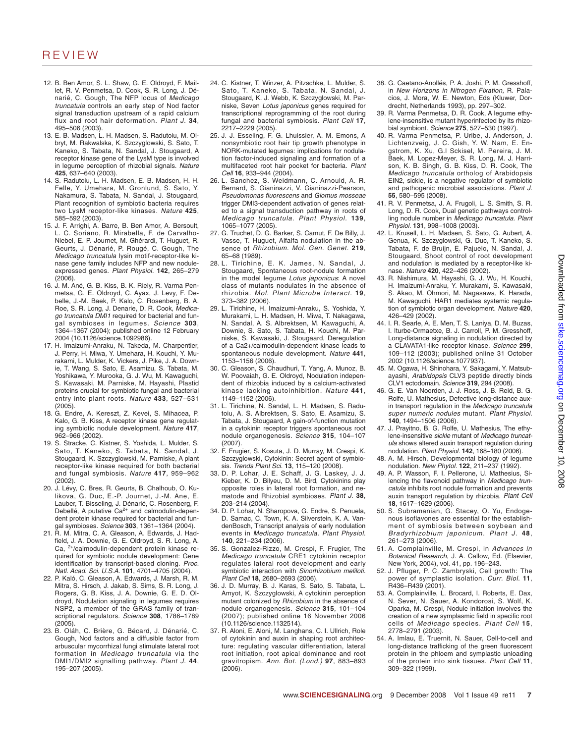12. B. Ben Amor, S. L. Shaw, G. E. Oldroyd, F. Maillet, R. V. Penmetsa, D. Cook, S. R. Long, J. Dénarié, C. Gough, The NFP locus of *Medicago truncatula* controls an early step of Nod factor signal transduction upstream of a rapid calcium flux and root hair deformation. *Plant J.* **34**, 495–506 (2003).
13. E. B. Madsen, L. H. Madsen, S. Radutoiu, M. Olbryt, M. Rakwalska, K. Szczyglowski, S. Sato, T. Kaneko, S. Tabata, N. Sandal, J. Stougaard, A receptor kinase gene of the LysM type is involved in legume perception of rhizobial signals. *Nature* **425**, 637–640 (2003).
14. S. Radutoiu, L. H. Madsen, E. B. Madsen, H. H. Felle, Y. Umehara, M. Gronlund, S. Sato, Y. Nakamura, S. Tabata, N. Sandal, J. Stougaard, Plant recognition of symbiotic bacteria requires two LysM receptor-like kinases. *Nature* **425**, 585–592 (2003).
15. J. F. Arrighi, A. Barre, B. Ben Amor, A. Bersoult, L. C. Soriano, R. Mirabella, F. de Carvalho-Niebel, E. P. Journet, M. Ghérardi, T. Huguet, R. Geurts, J. Dénarié, P. Rougé, C. Gough, The *Medicago truncatula* lysin motif-receptor-like kinase gene family includes NFP and new nodule-expressed genes. *Plant Physiol.* **142**, 265–279 (2006).
16. J. M. Ané, G. B. Kiss, B. K. Riely, R. Varma Penmetsa, G. E. Oldroyd, C. Ayax, J. Levy, F. Debelle, J.-M. Baek, P. Kalo, C. Rosenberg, B. A. Roe, S. R. Long, J. Denarie, D. R. Cook, *Medicago truncatula DMI1* required for bacterial and fungal symbioses in legumes. *Science* **303**, 1364–1367 (2004); published online 12 February 2004 (10.1126/science.1092986).
17. H. Imaizumi-Anraku, N. Takeda, M. Charpentier, J. Perry, H. Miwa, Y. Umehara, H. Kouchi, Y. Murakami, L. Mulder, K. Vickers, J. Pike, J. A. Downie, T. Wang, S. Sato, E. Asamizu, S. Tabata, M. Yoshikawa, Y. Murooka, G. J. Wu, M. Kawaguchi, S. Kawasaki, M. Parniske, M. Hayashi, Plastid proteins crucial for symbiotic fungal and bacterial entry into plant roots. *Nature* **433**, 527–531 (2005).
18. G. Endre, A. Kereszt, Z. Kevei, S. Mihacea, P. Kalo, G. B. Kiss, A receptor kinase gene regulating symbiotic nodule development. *Nature* **417**, 962–966 (2002).
19. S. Stracke, C. Kistner, S. Yoshida, L. Mulder, S. Sato, T. Kaneko, S. Tabata, N. Sandal, J. Stougaard, K. Szczyglowski, M. Parniske, A plant receptor-like kinase required for both bacterial and fungal symbiosis. *Nature* **417**, 959–962 (2002).
20. J. Lévy, C. Bres, R. Geurts, B. Chalhoub, O. Kulikova, G. Duc, E.-P. Journet, J.-M. Ane, E. Lauber, T. Bisseling, J. Dénarié, C. Rosenberg, F. Debellé, A putative $Ca^{2+}$ and calmodulin-dependent protein kinase required for bacterial and fungal symbioses. *Science* **303**, 1361–1364 (2004).
21. R. M. Mitra, C. A. Gleason, A. Edwards, J. Hadfield, J. A. Downie, G. E. Oldroyd, S. R. Long, A. Ca, $^{2+}$/calmodulin-dependent protein kinase required for symbiotic nodule development: Gene identification by transcript-based cloning. *Proc. Natl. Acad. Sci. U.S.A.* **101**, 4701–4705 (2004).
22. P. Kaló, C. Gleason, A. Edwards, J. Marsh, R. M. Mitra, S. Hirsch, J. Jakab, S. Sims, S. R. Long, J. Rogers, G. B. Kiss, J. A. Downie, G. E. D. Oldroyd, Nodulation signaling in legumes requires NSP2, a member of the GRAS family of transcriptional regulators. *Science* **308**, 1786–1789 (2005).
23. B. Oláh, C. Brière, G. Bécard, J. Dénarié, C. Gough, Nod factors and a diffusible factor from arbuscular mycorrhizal fungi stimulate lateral root formation in *Medicago truncatula* via the DMI1/DMI2 signalling pathway. *Plant J.* **44**, 195–207 (2005).
24. C. Kistner, T. Winzer, A. Pitzschke, L. Mulder, S. Sato, T. Kaneko, S. Tabata, N. Sandal, J. Stougaard, K. J. Webb, K. Szczyglowski, M. Parniske, Seven *Lotus japonicus* genes required for transcriptional reprogramming of the root during fungal and bacterial symbiosis. *Plant Cell* **17**, 2217–2229 (2005).
25. J. J. Esseling, F. G. Lhuissier, A. M. Emons, A nonsymbiotic root hair tip growth phenotype in NORK-mutated legumes: implications for nodulation factor-induced signaling and formation of a multifaceted root hair pocket for bacteria. *Plant Cell* **16**, 933–944 (2004).
26. L. Sanchez, S. Weidmann, C. Arnould, A. R. Bernard, S. Gianinazzi, V. Gianinazzi-Pearson, *Pseudomonas fluorescens* and *Glomus mosseae* trigger DMI3-dependent activation of genes related to a signal transduction pathway in roots of *Medicago truncatula*. *Plant Physiol.* **139**, 1065–1077 (2005).
27. G. Truchet, D. G. Barker, S. Camut, F. De Billy, J. Vasse, T. Huguet, Alfalfa nodulation in the absence of *Rhizobium*. *Mol. Gen. Genet.* **219**, 65–68 (1989).
28. L. Tirichine, E. K. James, N. Sandal, J. Stougaard, Spontaneous root-nodule formation in the model legume *Lotus japonicus*: A novel class of mutants nodulates in the absence of rhizobia. *Mol. Plant Microbe Interact.* **19**, 373–382 (2006).
29. L. Tirichine, H. Imaizumi-Anraku, S. Yoshida, Y. Murakami, L. H. Madsen, H. Miwa, T. Nakagawa, N. Sandal, A. S. Albrektsen, M. Kawaguchi, A. Downie, S. Sato, S. Tabata, H. Kouchi, M. Parniske, S. Kawasaki, J. Stougaard, Deregulation of a Ca2+/calmodulin-dependent kinase leads to spontaneous nodule development. *Nature* **441**, 1153–1156 (2006).
30. C. Gleason, S. Chaudhuri, T. Yang, A. Munoz, B. W. Poovaiah, G. E. Oldroyd, Nodulation independent of rhizobia induced by a calcium-activated kinase lacking autoinhibition. *Nature* **441**, 1149–1152 (2006).
31. L. Tirichine, N. Sandal, L. H. Madsen, S. Radutoiu, A. S. Albrektsen, S. Sato, E. Asamizu, S. Tabata, J. Stougaard, A gain-of-function mutation in a cytokinin receptor triggers spontaneous root nodule organogenesis. *Science* **315**, 104–107 (2007).
32. F. Frugier, S. Kosuta, J. D. Murray, M. Crespi, K. Szczyglowski, Cytokinin: Secret agent of symbiosis. *Trends Plant Sci.* **13**, 115–120 (2008).
33. D. P. Lohar, J. E. Schaff, J. G. Laskey, J. J. Kieber, K. D. Bilyeu, D. M. Bird, Cytokinins play opposite roles in lateral root formation, and nematode and Rhizobial symbioses. *Plant J.* **38**, 203–214 (2004).
34. D. P. Lohar, N. Sharopova, G. Endre, S. Penuela, D. Samac, C. Town, K. A. Silverstein, K. A. VandenBosch, Transcript analysis of early nodulation events in *Medicago truncatula*. *Plant Physiol.* **140**, 221–234 (2006).
35. S. Gonzalez-Rizzo, M. Crespi, F. Frugier, The *Medicago truncatula* CRE1 cytokinin receptor regulates lateral root development and early symbiotic interaction with *Sinorhizobium meliloti*. *Plant Cell* **18**, 2680–2693 (2006).
36. J. D. Murray, B. J. Karas, S. Sato, S. Tabata, L. Amyot, K. Szczyglowski, A cytokinin perception mutant colonized by *Rhizobium* in the absence of nodule organogenesis. *Science* **315**, 101–104 (2007); published online 16 November 2006 (10.1126/science.1132514).
37. R. Aloni, E. Aloni, M. Langhans, C. I. Ullrich, Role of cytokinin and auxin in shaping root architecture: regulating vascular differentiation, lateral root initiation, root apical dominance and root gravitropism. *Ann. Bot. (Lond.)* **97**, 883–893 (2006).
38. G. Caetano-Anollés, P. A. Joshi, P. M. Gresshoff, in *New Horizons in Nitrogen Fixation*, R. Palacios, J. Mora, W. E. Newton, Eds (Kluwer, Dordrecht, Netherlands 1993), pp. 297–302.
39. R. Varma Penmetsa, D. R. Cook, A legume ethylene-insensitive mutant hyperinfected by its rhizobial symbiont. *Science* **275**, 527–530 (1997).
40. R. Varma Penmetsa, P. Uribe, J. Anderson, J. Lichtenzveig, J. C. Gish, Y. W. Nam, E. Engstrom, K. Xu, G.l Sckisel, M. Pereira, J. M. Baek, M. Lopez-Meyer, S. R. Long, M. J. Harrison, K. B. Singh, G. B. Kiss, D. R. Cook, The *Medicago truncatula* ortholog of Arabidopsis EIN2, sickle, is a negative regulator of symbiotic and pathogenic microbial associations. *Plant J.* **55**, 580–595 (2008).
41. R. V. Penmetsa, J. A. Frugoli, L. S. Smith, S. R. Long, D. R. Cook, Dual genetic pathways controlling nodule number in *Medicago truncatula*. *Plant Physiol.* **131**, 998–1008 (2003).
42. L. Krusell, L. H. Madsen, S. Sato, G. Aubert, A. Genua, K. Szczyglowski, G. Duc, T. Kaneko, S. Tabata, F. de Bruijn, E. Pajuelo, N. Sandal, J. Stougaard, Shoot control of root development and nodulation is mediated by a receptor-like kinase. *Nature* **420**, 422–426 (2002).
43. R. Nishimura, M. Hayashi, G. J. Wu, H. Kouchi, H. Imaizumi-Anraku, Y. Murakami, S. Kawasaki, S. Akao, M. Ohmori, M. Nagasawa, K. Harada, M. Kawaguchi, HAR1 mediates systemic regulation of symbiotic organ development. *Nature* **420**, 426–429 (2002).
44. I. R. Searle, A. E. Men, T. S. Laniya, D. M. Buzas, I. Iturbe-Ormaetxe, B. J. Carroll, P. M. Gresshoff, Long-distance signaling in nodulation directed by a CLAVATA1-like receptor kinase. *Science* **299**, 109–112 (2003); published online 31 October 2002 (10.1126/science.1077937).
45. M. Ogawa, H. Shinohara, Y. Sakagami, Y. Matsubayashi, *Arabidopsis* CLV3 peptide directly binds CLV1 ectodomain. *Science* **319**, 294 (2008).
46. G. E. Van Noorden, J. J. Ross, J. B. Reid, B. G. Rolfe, U. Mathesius, Defective long-distance auxin transport regulation in the *Medicago truncatula super numeric nodules* mutant. *Plant Physiol.* **140**, 1494–1506 (2006).
47. J. Prayitno, B. G. Rolfe, U. Mathesius, The ethylene-insensitive *sickle* mutant of *Medicago truncatula* shows altered auxin transport regulation during nodulation. *Plant Physiol.* **142**, 168–180 (2006).
48. A. M. Hirsch, Developmental biology of legume nodulation. *New Phytol.* **122**, 211–237 (1992).
49. A. P. Wasson, F. I. Pellerone, U. Mathesius, Silencing the flavonoid pathway in *Medicago truncatula* inhibits root nodule formation and prevents auxin transport regulation by rhizobia. *Plant Cell* **18**, 1617–1629 (2006).
50. S. Subramanian, G. Stacey, O. Yu, Endogenous isoflavones are essential for the establishment of symbiosis between soybean and *Bradyrhizobium japonicum*. *Plant J.* **48**, 261–273 (2006).
51. A. Complainville, M. Crespi, in *Advances in Botanical Research*, J. A. Callow, Ed. (Elsevier, New York, 2004), vol. 41, pp. 196–243.
52. J. Pfluger, P. C. Zambryski, Cell growth: The power of symplastic isolation. *Curr. Biol.* **11**, R436–R439 (2001).
53. A. Complainville, L. Brocard, I. Roberts, E. Dax, N. Sever, N. Sauer, A. Kondorosi, S. Wolf, K. Oparka, M. Crespi, Nodule initiation involves the creation of a new symplasmic field in specific root cells of *Medicago* species. *Plant Cell* **15**, 2778–2791 (2003).
54. A. Imlau, E. Truernit, N. Sauer, Cell-to-cell and long-distance trafficking of the green fluorescent protein in the phloem and symplastic unloading of the protein into sink tissues. *Plant Cell* **11**, 309–322 (1999).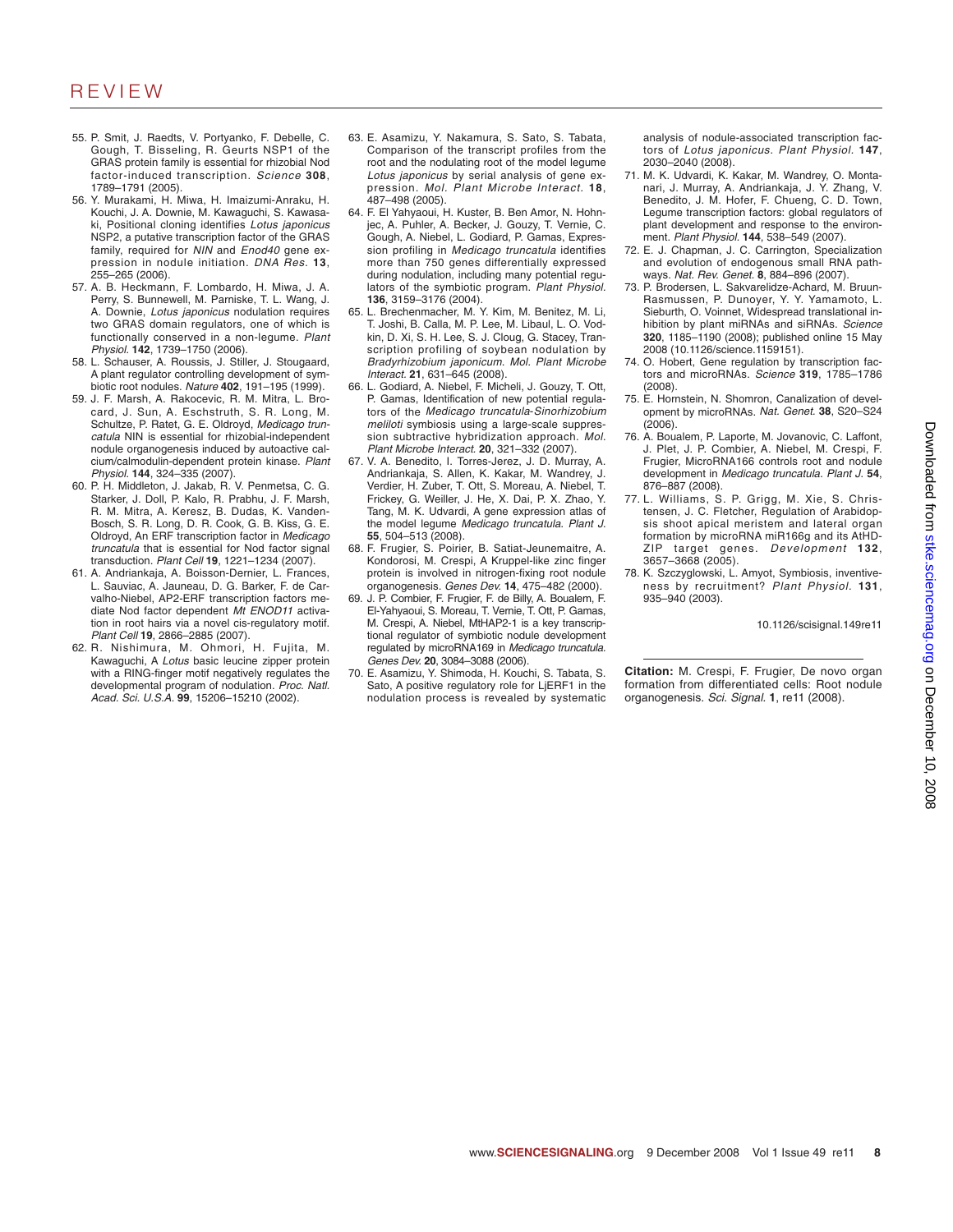55. P. Smit, J. Raedts, V. Portyanko, F. Debelle, C. Gough, T. Bisseling, R. Geurts NSP1 of the GRAS protein family is essential for rhizobial Nod factor-induced transcription. *Science* **308**, 1789–1791 (2005).
56. Y. Murakami, H. Miwa, H. Imaizumi-Anraku, H. Kouchi, J. A. Downie, M. Kawaguchi, S. Kawasaki, Positional cloning identifies *Lotus japonicus* NSP2, a putative transcription factor of the GRAS family, required for *NIN* and *Enod40* gene expression in nodule initiation. *DNA Res.* **13**, 255–265 (2006).
57. A. B. Heckmann, F. Lombardo, H. Miwa, J. A. Perry, S. Bunnewell, M. Parniske, T. L. Wang, J. A. Downie, *Lotus japonicus* nodulation requires two GRAS domain regulators, one of which is functionally conserved in a non-legume. *Plant Physiol.* **142**, 1739–1750 (2006).
58. L. Schauser, A. Roussis, J. Stiller, J. Stougaard, A plant regulator controlling development of symbiotic root nodules. *Nature* **402**, 191–195 (1999).
59. J. F. Marsh, A. Rakocevic, R. M. Mitra, L. Brocard, J. Sun, A. Eschstruth, S. R. Long, M. Schultze, P. Ratet, G. E. Oldroyd, *Medicago truncatula* NIN is essential for rhizobial-independent nodule organogenesis induced by autoactive calcium/calmodulin-dependent protein kinase. *Plant Physiol.* **144**, 324–335 (2007).
60. P. H. Middleton, J. Jakab, R. V. Penmetsa, C. G. Starker, J. Doll, P. Kalo, R. Prabhu, J. F. Marsh, R. M. Mitra, A. Keresz, B. Dudas, K. Vanden-Bosch, S. R. Long, D. R. Cook, G. B. Kiss, G. E. Oldroyd, An ERF transcription factor in *Medicago truncatula* that is essential for Nod factor signal transduction. *Plant Cell* **19**, 1221–1234 (2007).
61. A. Andriankaja, A. Boisson-Dernier, L. Frances, L. Sauviac, A. Jauneau, D. G. Barker, F. de Carvalho-Niebel, AP2-ERF transcription factors mediate Nod factor dependent *Mt ENOD11* activation in root hairs via a novel cis-regulatory motif. *Plant Cell* **19**, 2866–2885 (2007).
62. R. Nishimura, M. Ohmori, H. Fujita, M. Kawaguchi, A *Lotus* basic leucine zipper protein with a RING-finger motif negatively regulates the developmental program of nodulation. *Proc. Natl. Acad. Sci. U.S.A.* **99**, 15206–15210 (2002).
63. E. Asamizu, Y. Nakamura, S. Sato, S. Tabata, Comparison of the transcript profiles from the root and the nodulating root of the model legume *Lotus japonicus* by serial analysis of gene expression. *Mol. Plant Microbe Interact.* **18**, 487–498 (2005).
64. F. El Yahyaoui, H. Kuster, B. Ben Amor, N. Hohnjec, A. Puhler, A. Becker, J. Gouzy, T. Vernie, C. Gough, A. Niebel, L. Godiard, P. Gamas, Expression profiling in *Medicago truncatula* identifies more than 750 genes differentially expressed during nodulation, including many potential regulators of the symbiotic program. *Plant Physiol.* **136**, 3159–3176 (2004).
65. L. Brechenmacher, M. Y. Kim, M. Benitez, M. Li, T. Joshi, B. Calla, M. P. Lee, M. Libault, L. O. Vodkin, D. Xi, S. H. Lee, S. J. Clough, G. Stacey, Transcription profiling of soybean nodulation by *Bradyrhizobium japonicum*. *Mol. Plant Microbe Interact.* **21**, 631–645 (2008).
66. L. Godiard, A. Niebel, F. Micheli, J. Gouzy, T. Ott, P. Gamas, Identification of new potential regulators of the *Medicago truncatula-Sinorhizobium meliloti* symbiosis using a large-scale suppression subtractive hybridization approach. *Mol. Plant Microbe Interact.* **20**, 321–332 (2007).
67. V. A. Benedito, I. Torres-Jerez, J. D. Murray, A. Andriankaja, S. Allen, K. Kakar, M. Wandrey, J. Verdier, H. Zuber, T. Ott, S. Moreau, A. Niebel, T. Frickey, G. Weiller, J. He, X. Dai, P. X. Zhao, Y. Tang, M. K. Udvardi, A gene expression atlas of the model legume *Medicago truncatula*. *Plant J.* **55**, 504–513 (2008).
68. F. Frugier, S. Poirier, B. Satiat-Jeunemaitre, A. Kondorosi, M. Crespi, A Kruppel-like zinc finger protein is involved in nitrogen-fixing root nodule organogenesis. *Genes Dev.* **14**, 475–482 (2000).
69. J. P. Combier, F. Frugier, F. de Billy, A. Boualem, F. El-Yahyaoui, S. Moreau, T. Vernie, T. Ott, P. Gamas, M. Crespi, A. Niebel, MtHAP2-1 is a key transcriptional regulator of symbiotic nodule development regulated by microRNA169 in *Medicago truncatula*. *Genes Dev.* **20**, 3084–3088 (2006).
70. E. Asamizu, Y. Shimoda, H. Kouchi, S. Tabata, S. Sato, A positive regulatory role for LjERF1 in the nodulation process is revealed by systematic analysis of nodule-associated transcription factors of *Lotus japonicus*. *Plant Physiol.* **147**, 2030–2040 (2008).
71. M. K. Udvardi, K. Kakar, M. Wandrey, O. Montanari, J. Murray, A. Andriankaja, J. Y. Zhang, V. Benedito, J. M. Hofer, F. Chueng, C. D. Town, Legume transcription factors: global regulators of plant development and response to the environment. *Plant Physiol.* **144**, 538–549 (2007).
72. E. J. Chapman, J. C. Carrington, Specialization and evolution of endogenous small RNA pathways. *Nat. Rev. Genet.* **8**, 884–896 (2007).
73. P. Brodersen, L. Sakvarelidze-Achard, M. Bruun-Rasmussen, P. Dunoyer, Y. Y. Yamamoto, L. Sieburth, O. Voinnet, Widespread translational inhibition by plant miRNAs and siRNAs. *Science* **320**, 1185–1190 (2008); published online 15 May 2008 (10.1126/science.1159151).
74. O. Hobert, Gene regulation by transcription factors and microRNAs. *Science* **319**, 1785–1786 (2008).
75. E. Hornstein, N. Shomron, Canalization of development by microRNAs. *Nat. Genet.* **38**, S20–S24 (2006).
76. A. Boualem, P. Laporte, M. Jovanovic, C. Laffont, J. Plet, J. P. Combier, A. Niebel, M. Crespi, F. Frugier, MicroRNA166 controls root and nodule development in *Medicago truncatula*. *Plant J.* **54**, 876–887 (2008).
77. L. Williams, S. P. Grigg, M. Xie, S. Christensen, J. C. Fletcher, Regulation of Arabidopsis shoot apical meristem and lateral organ formation by microRNA miR166g and its AtHD-ZIP target genes. *Development* **132**, 3657–3668 (2005).
78. K. Szczyglowski, L. Amyot, Symbiosis, inventiveness by recruitment? *Plant Physiol.* **131**, 935–940 (2003).

10.1126/scisignal.149re11

**Citation:** M. Crespi, F. Frugier, De novo organ formation from differentiated cells: Root nodule organogenesis. *Sci. Signal.* **1**, re11 (2008).